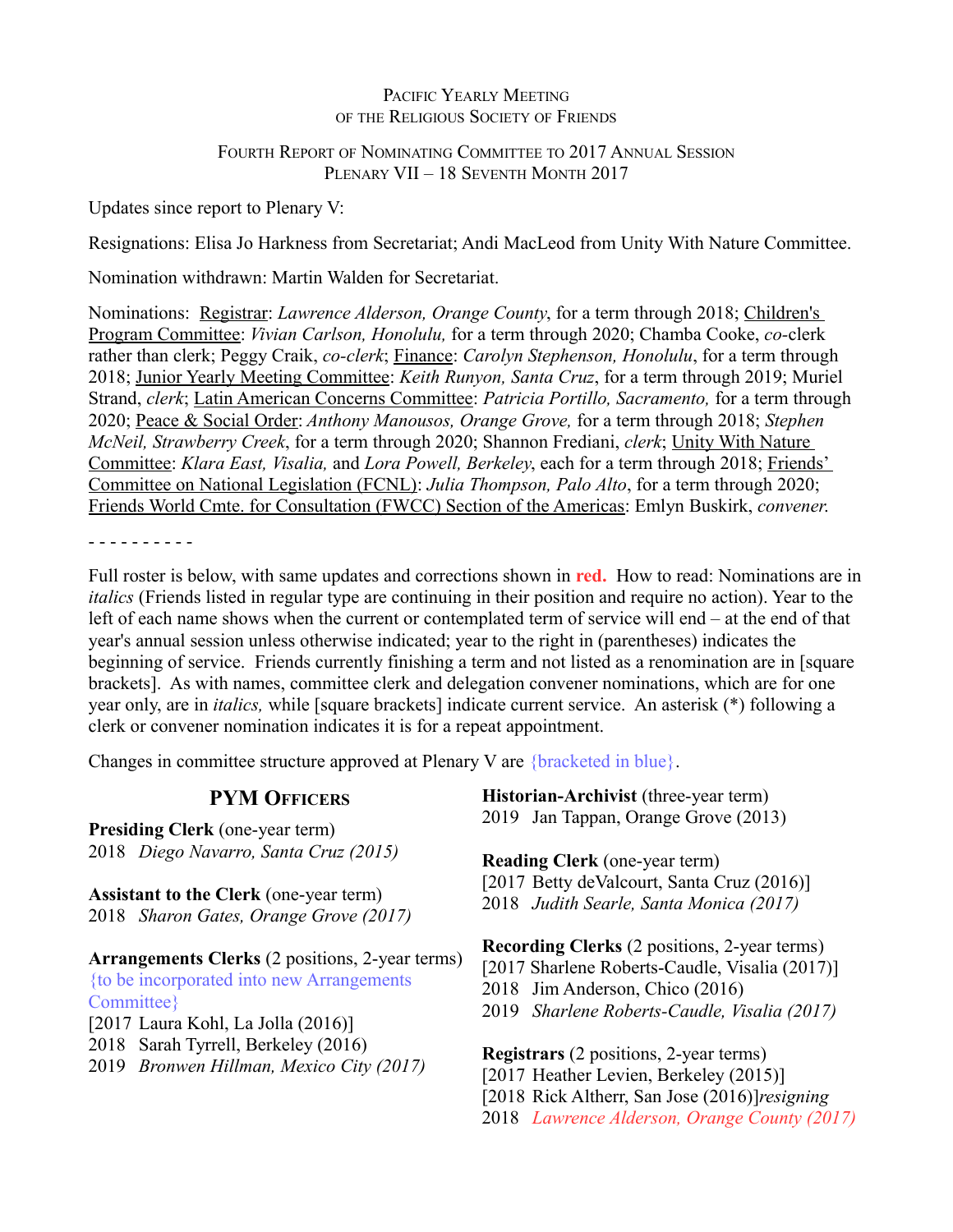Pacific Yearly Meeting
of the Religious Society of Friends

Fourth Report of Nominating Committee to 2017 Annual Session
Plenary VII – 18 Seventh Month 2017

Updates since report to Plenary V:

Resignations: Elisa Jo Harkness from Secretariat; Andi MacLeod from Unity With Nature Committee.

Nomination withdrawn: Martin Walden for Secretariat.

Nominations: Registrar: *Lawrence Alderson, Orange County*, for a term through 2018; Children's Program Committee: *Vivian Carlson, Honolulu,* for a term through 2020; Chamba Cooke, *co*-clerk rather than clerk; Peggy Craik, *co-clerk*; Finance: *Carolyn Stephenson, Honolulu*, for a term through 2018; Junior Yearly Meeting Committee: *Keith Runyon, Santa Cruz*, for a term through 2019; Muriel Strand, *clerk*; Latin American Concerns Committee: *Patricia Portillo, Sacramento,* for a term through 2020; Peace & Social Order: *Anthony Manousos, Orange Grove,* for a term through 2018; *Stephen McNeil, Strawberry Creek*, for a term through 2020; Shannon Frediani, *clerk*; Unity With Nature Committee: *Klara East, Visalia,* and *Lora Powell, Berkeley*, each for a term through 2018; Friends' Committee on National Legislation (FCNL): *Julia Thompson, Palo Alto*, for a term through 2020; Friends World Cmte. for Consultation (FWCC) Section of the Americas: Emlyn Buskirk, *convener.*

- - - - - - - - - -

Full roster is below, with same updates and corrections shown in **red.** How to read: Nominations are in *italics* (Friends listed in regular type are continuing in their position and require no action). Year to the left of each name shows when the current or contemplated term of service will end – at the end of that year's annual session unless otherwise indicated; year to the right in (parentheses) indicates the beginning of service. Friends currently finishing a term and not listed as a renomination are in [square brackets]. As with names, committee clerk and delegation convener nominations, which are for one year only, are in *italics,* while [square brackets] indicate current service. An asterisk (*) following a clerk or convener nomination indicates it is for a repeat appointment.

Changes in committee structure approved at Plenary V are {bracketed in blue}.

## PYM Officers

**Presiding Clerk** (one-year term)
2018 *Diego Navarro, Santa Cruz (2015)*

**Assistant to the Clerk** (one-year term)
2018 *Sharon Gates, Orange Grove (2017)*

**Arrangements Clerks** (2 positions, 2-year terms)
{to be incorporated into new Arrangements Committee}
[2017 Laura Kohl, La Jolla (2016)]
2018 Sarah Tyrrell, Berkeley (2016)
2019 *Bronwen Hillman, Mexico City (2017)*

**Historian-Archivist** (three-year term)
2019 Jan Tappan, Orange Grove (2013)

**Reading Clerk** (one-year term)
[2017 Betty deValcourt, Santa Cruz (2016)]
2018 *Judith Searle, Santa Monica (2017)*

**Recording Clerks** (2 positions, 2-year terms)
[2017 Sharlene Roberts-Caudle, Visalia (2017)]
2018 Jim Anderson, Chico (2016)
2019 *Sharlene Roberts-Caudle, Visalia (2017)*

**Registrars** (2 positions, 2-year terms)
[2017 Heather Levien, Berkeley (2015)]
[2018 Rick Altherr, San Jose (2016)]*resigning*
2018 *Lawrence Alderson, Orange County (2017)*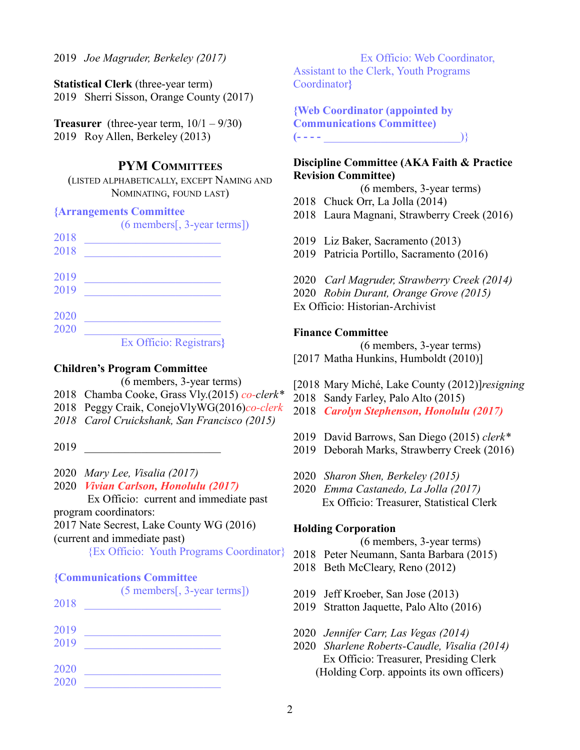2019 *Joe Magruder, Berkeley (2017)*

**Statistical Clerk** (three-year term)
2019 Sherri Sisson, Orange County (2017)

**Treasurer** (three-year term, 10/1 – 9/30)
2019 Roy Allen, Berkeley (2013)

## PYM COMMITTEES

(LISTED ALPHABETICALLY, EXCEPT NAMING AND NOMINATING, FOUND LAST)

**{Arrangements Committee**
(6 members[, 3-year terms])
2018 ________________________
2018 ________________________

2019 ________________________
2019 ________________________

2020 ________________________
2020 ________________________
Ex Officio: Registrars}

**Children's Program Committee**
(6 members, 3-year terms)
2018 Chamba Cooke, Grass Vly.(2015) *co-clerk**
2018 Peggy Craik, ConejoVlyWG(2016)*co-clerk*
*2018 Carol Cruickshank, San Francisco (2015)*

2019 ________________________

2020 *Mary Lee, Visalia (2017)*
2020 ***Vivian Carlson, Honolulu (2017)***
Ex Officio: current and immediate past program coordinators:
2017 Nate Secrest, Lake County WG (2016) (current and immediate past)
{Ex Officio: Youth Programs Coordinator}

**{Communications Committee**
(5 members[, 3-year terms])
2018 ________________________

2019 ________________________
2019 ________________________

2020 ________________________
2020 ________________________
Ex Officio: Web Coordinator, Assistant to the Clerk, Youth Programs Coordinator}

**{Web Coordinator (appointed by Communications Committee)**
**(- - - -** ________________________)}

**Discipline Committee (AKA Faith & Practice Revision Committee)**
(6 members, 3-year terms)
2018 Chuck Orr, La Jolla (2014)
2018 Laura Magnani, Strawberry Creek (2016)

2019 Liz Baker, Sacramento (2013)
2019 Patricia Portillo, Sacramento (2016)

2020 *Carl Magruder, Strawberry Creek (2014)*
2020 *Robin Durant, Orange Grove (2015)*
Ex Officio: Historian-Archivist

**Finance Committee**
(6 members, 3-year terms)
[2017 Matha Hunkins, Humboldt (2010)]

[2018 Mary Miché, Lake County (2012)]*resigning*
2018 Sandy Farley, Palo Alto (2015)
2018 ***Carolyn Stephenson, Honolulu (2017)***

2019 David Barrows, San Diego (2015) *clerk**
2019 Deborah Marks, Strawberry Creek (2016)

2020 *Sharon Shen, Berkeley (2015)*
2020 *Emma Castanedo, La Jolla (2017)*
Ex Officio: Treasurer, Statistical Clerk

**Holding Corporation**
(6 members, 3-year terms)
2018 Peter Neumann, Santa Barbara (2015)
2018 Beth McCleary, Reno (2012)

2019 Jeff Kroeber, San Jose (2013)
2019 Stratton Jaquette, Palo Alto (2016)

2020 *Jennifer Carr, Las Vegas (2014)*
2020 *Sharlene Roberts-Caudle, Visalia (2014)*
Ex Officio: Treasurer, Presiding Clerk
(Holding Corp. appoints its own officers)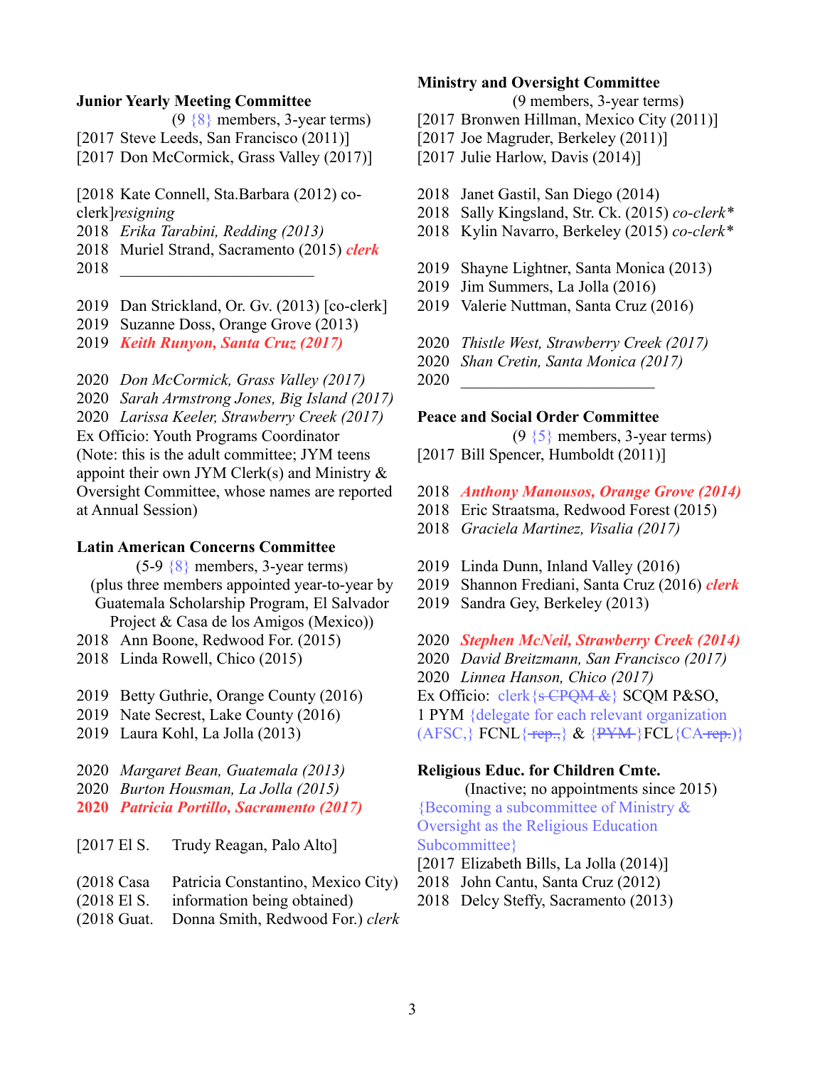**Junior Yearly Meeting Committee**

(9 {8} members, 3-year terms)

[2017 Steve Leeds, San Francisco (2011)]
[2017 Don McCormick, Grass Valley (2017)]

[2018 Kate Connell, Sta.Barbara (2012) co-clerk]*resigning*
2018 *Erika Tarabini, Redding (2013)*
2018 Muriel Strand, Sacramento (2015) ***clerk***
2018 ________________________

2019 Dan Strickland, Or. Gv. (2013) [co-clerk]
2019 Suzanne Doss, Orange Grove (2013)
2019 ***Keith Runyon, Santa Cruz (2017)***

2020 *Don McCormick, Grass Valley (2017)*
2020 *Sarah Armstrong Jones, Big Island (2017)*
2020 *Larissa Keeler, Strawberry Creek (2017)*
Ex Officio: Youth Programs Coordinator
(Note: this is the adult committee; JYM teens appoint their own JYM Clerk(s) and Ministry & Oversight Committee, whose names are reported at Annual Session)

**Latin American Concerns Committee**

(5-9 {8} members, 3-year terms)
(plus three members appointed year-to-year by Guatemala Scholarship Program, El Salvador Project & Casa de los Amigos (Mexico))

2018 Ann Boone, Redwood For. (2015)
2018 Linda Rowell, Chico (2015)

2019 Betty Guthrie, Orange County (2016)
2019 Nate Secrest, Lake County (2016)
2019 Laura Kohl, La Jolla (2013)

2020 *Margaret Bean, Guatemala (2013)*
2020 *Burton Housman, La Jolla (2015)*
**2020** ***Patricia Portillo, Sacramento (2017)***

[2017 El S. Trudy Reagan, Palo Alto]

(2018 Casa Patricia Constantino, Mexico City)
(2018 El S. information being obtained)
(2018 Guat. Donna Smith, Redwood For.) *clerk*

**Ministry and Oversight Committee**

(9 members, 3-year terms)

[2017 Bronwen Hillman, Mexico City (2011)]
[2017 Joe Magruder, Berkeley (2011)]
[2017 Julie Harlow, Davis (2014)]

2018 Janet Gastil, San Diego (2014)
2018 Sally Kingsland, Str. Ck. (2015) *co-clerk**
2018 Kylin Navarro, Berkeley (2015) *co-clerk**

2019 Shayne Lightner, Santa Monica (2013)
2019 Jim Summers, La Jolla (2016)
2019 Valerie Nuttman, Santa Cruz (2016)

2020 *Thistle West, Strawberry Creek (2017)*
2020 *Shan Cretin, Santa Monica (2017)*
2020 ________________________

**Peace and Social Order Committee**

(9 {5} members, 3-year terms)

[2017 Bill Spencer, Humboldt (2011)]

2018 ***Anthony Manousos, Orange Grove (2014)***
2018 Eric Straatsma, Redwood Forest (2015)
2018 *Graciela Martinez, Visalia (2017)*

2019 Linda Dunn, Inland Valley (2016)
2019 Shannon Frediani, Santa Cruz (2016) ***clerk***
2019 Sandra Gey, Berkeley (2013)

2020 ***Stephen McNeil, Strawberry Creek (2014)***
2020 *David Breitzmann, San Francisco (2017)*
2020 *Linnea Hanson, Chico (2017)*
Ex Officio: clerk{~~s CPQM &~~} SCQM P&SO, 1 PYM {delegate for each relevant organization (AFSC,} FCNL{~~rep.,~~} & {~~PYM~~ }FCL{CA~~ rep.~~)}

**Religious Educ. for Children Cmte.**

(Inactive; no appointments since 2015)
{Becoming a subcommittee of Ministry & Oversight as the Religious Education Subcommittee}

[2017 Elizabeth Bills, La Jolla (2014)]
2018 John Cantu, Santa Cruz (2012)
2018 Delcy Steffy, Sacramento (2013)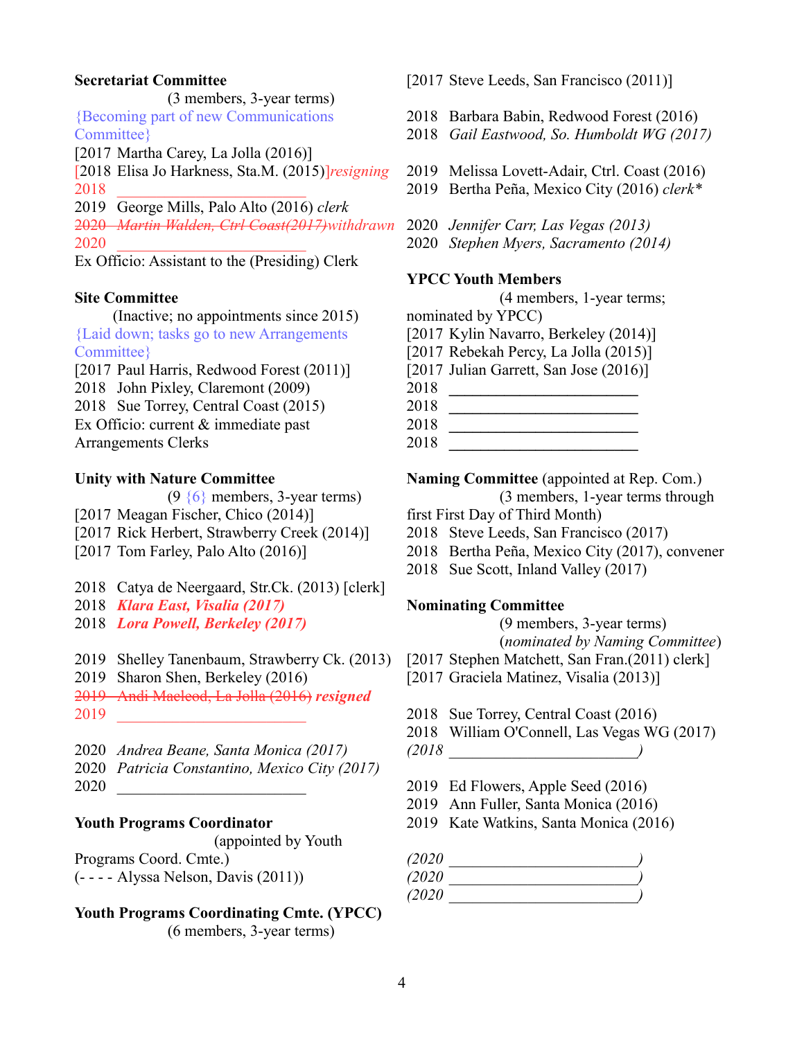**Secretariat Committee**

(3 members, 3-year terms)

{Becoming part of new Communications Committee}

[2017 Martha Carey, La Jolla (2016)]

[2018 Elisa Jo Harkness, Sta.M. (2015)]*resigning*

2018 ________________________

2019 George Mills, Palo Alto (2016) *clerk*

~~2020 *Martin Walden, Ctrl Coast(2017)*~~*withdrawn*

2020 ________________________

Ex Officio: Assistant to the (Presiding) Clerk

**Site Committee**

(Inactive; no appointments since 2015)

{Laid down; tasks go to new Arrangements Committee}

[2017 Paul Harris, Redwood Forest (2011)]

2018 John Pixley, Claremont (2009)

2018 Sue Torrey, Central Coast (2015)

Ex Officio: current & immediate past Arrangements Clerks

**Unity with Nature Committee**

(9 {6} members, 3-year terms)

[2017 Meagan Fischer, Chico (2014)]

[2017 Rick Herbert, Strawberry Creek (2014)]

[2017 Tom Farley, Palo Alto (2016)]

2018 Catya de Neergaard, Str.Ck. (2013) [clerk]

2018 ***Klara East, Visalia (2017)***

2018 ***Lora Powell, Berkeley (2017)***

2019 Shelley Tanenbaum, Strawberry Ck. (2013)

2019 Sharon Shen, Berkeley (2016)

~~2019 Andi Macleod, La Jolla (2016)~~ ***resigned***

2019 ________________________

2020 *Andrea Beane, Santa Monica (2017)*

2020 *Patricia Constantino, Mexico City (2017)*

2020 ________________________

**Youth Programs Coordinator**

(appointed by Youth Programs Coord. Cmte.)

(- - - - Alyssa Nelson, Davis (2011))

**Youth Programs Coordinating Cmte. (YPCC)**

(6 members, 3-year terms)

[2017 Steve Leeds, San Francisco (2011)]

2018 Barbara Babin, Redwood Forest (2016)

2018 *Gail Eastwood, So. Humboldt WG (2017)*

2019 Melissa Lovett-Adair, Ctrl. Coast (2016)

2019 Bertha Peña, Mexico City (2016) *clerk**

2020 *Jennifer Carr, Las Vegas (2013)*

2020 *Stephen Myers, Sacramento (2014)*

**YPCC Youth Members**

(4 members, 1-year terms; nominated by YPCC)

[2017 Kylin Navarro, Berkeley (2014)]

[2017 Rebekah Percy, La Jolla (2015)]

[2017 Julian Garrett, San Jose (2016)]

2018 ________________________

2018 ________________________

2018 ________________________

2018 ________________________

**Naming Committee** (appointed at Rep. Com.)

(3 members, 1-year terms through first First Day of Third Month)

2018 Steve Leeds, San Francisco (2017)

2018 Bertha Peña, Mexico City (2017), convener

2018 Sue Scott, Inland Valley (2017)

**Nominating Committee**

(9 members, 3-year terms)

(*nominated by Naming Committee*)

[2017 Stephen Matchett, San Fran.(2011) clerk]

[2017 Graciela Matinez, Visalia (2013)]

2018 Sue Torrey, Central Coast (2016)

2018 William O'Connell, Las Vegas WG (2017)

*(2018 ________________________)*

2019 Ed Flowers, Apple Seed (2016)

2019 Ann Fuller, Santa Monica (2016)

2019 Kate Watkins, Santa Monica (2016)

*(2020 ________________________)*

*(2020 ________________________)*

*(2020 ________________________)*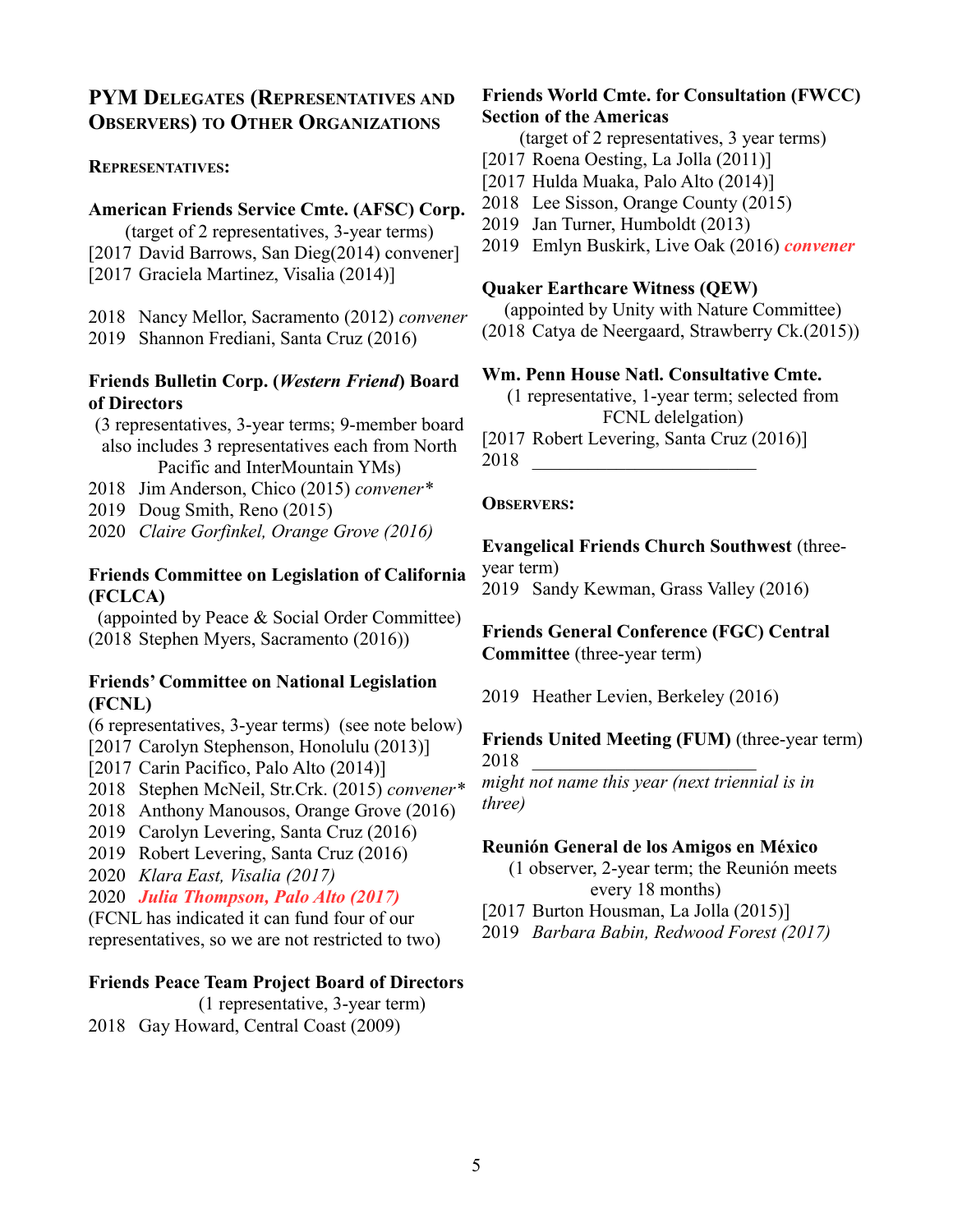## PYM Delegates (Representatives and Observers) to Other Organizations

### Representatives:

**American Friends Service Cmte. (AFSC) Corp.**
(target of 2 representatives, 3-year terms)
[2017 David Barrows, San Dieg(2014) convener]
[2017 Graciela Martinez, Visalia (2014)]

2018 Nancy Mellor, Sacramento (2012) *convener*
2019 Shannon Frediani, Santa Cruz (2016)

**Friends Bulletin Corp. (*Western Friend*) Board of Directors**
(3 representatives, 3-year terms; 9-member board also includes 3 representatives each from North Pacific and InterMountain YMs)
2018 Jim Anderson, Chico (2015) *convener**
2019 Doug Smith, Reno (2015)
2020 *Claire Gorfinkel, Orange Grove (2016)*

**Friends Committee on Legislation of California (FCLCA)**
(appointed by Peace & Social Order Committee)
(2018 Stephen Myers, Sacramento (2016))

**Friends' Committee on National Legislation (FCNL)**
(6 representatives, 3-year terms) (see note below)
[2017 Carolyn Stephenson, Honolulu (2013)]
[2017 Carin Pacifico, Palo Alto (2014)]
2018 Stephen McNeil, Str.Crk. (2015) *convener**
2018 Anthony Manousos, Orange Grove (2016)
2019 Carolyn Levering, Santa Cruz (2016)
2019 Robert Levering, Santa Cruz (2016)
2020 *Klara East, Visalia (2017)*
2020 ***Julia Thompson, Palo Alto (2017)***
(FCNL has indicated it can fund four of our representatives, so we are not restricted to two)

**Friends Peace Team Project Board of Directors**
(1 representative, 3-year term)
2018 Gay Howard, Central Coast (2009)

**Friends World Cmte. for Consultation (FWCC) Section of the Americas**
(target of 2 representatives, 3 year terms)
[2017 Roena Oesting, La Jolla (2011)]
[2017 Hulda Muaka, Palo Alto (2014)]
2018 Lee Sisson, Orange County (2015)
2019 Jan Turner, Humboldt (2013)
2019 Emlyn Buskirk, Live Oak (2016) ***convener***

**Quaker Earthcare Witness (QEW)**
(appointed by Unity with Nature Committee)
(2018 Catya de Neergaard, Strawberry Ck.(2015))

**Wm. Penn House Natl. Consultative Cmte.**
(1 representative, 1-year term; selected from FCNL delelgation)
[2017 Robert Levering, Santa Cruz (2016)]
2018 ________________________

### Observers:

**Evangelical Friends Church Southwest** (three-year term)
2019 Sandy Kewman, Grass Valley (2016)

**Friends General Conference (FGC) Central Committee** (three-year term)

2019 Heather Levien, Berkeley (2016)

**Friends United Meeting (FUM)** (three-year term)
2018 ________________________
*might not name this year (next triennial is in three)*

**Reunión General de los Amigos en México**
(1 observer, 2-year term; the Reunión meets every 18 months)
[2017 Burton Housman, La Jolla (2015)]
2019 *Barbara Babin, Redwood Forest (2017)*